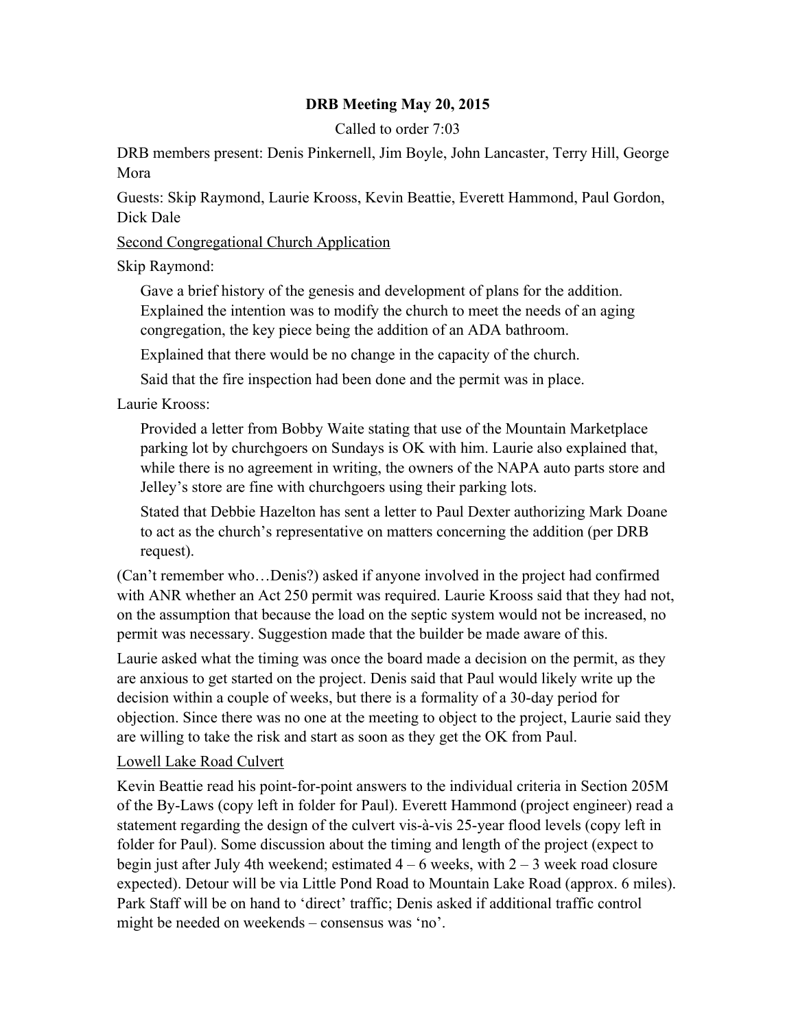# DRB Meeting May 20, 2015

Called to order 7:03

DRB members present: Denis Pinkernell, Jim Boyle, John Lancaster, Terry Hill, George Mora

Guests: Skip Raymond, Laurie Krooss, Kevin Beattie, Everett Hammond, Paul Gordon, Dick Dale

<u>Second Congregational Church Application</u>

Skip Raymond:

> Gave a brief history of the genesis and development of plans for the addition. Explained the intention was to modify the church to meet the needs of an aging congregation, the key piece being the addition of an ADA bathroom.
>
> Explained that there would be no change in the capacity of the church.
>
> Said that the fire inspection had been done and the permit was in place.

Laurie Krooss:

> Provided a letter from Bobby Waite stating that use of the Mountain Marketplace parking lot by churchgoers on Sundays is OK with him. Laurie also explained that, while there is no agreement in writing, the owners of the NAPA auto parts store and Jelley's store are fine with churchgoers using their parking lots.
>
> Stated that Debbie Hazelton has sent a letter to Paul Dexter authorizing Mark Doane to act as the church's representative on matters concerning the addition (per DRB request).

(Can't remember who…Denis?) asked if anyone involved in the project had confirmed with ANR whether an Act 250 permit was required. Laurie Krooss said that they had not, on the assumption that because the load on the septic system would not be increased, no permit was necessary. Suggestion made that the builder be made aware of this.

Laurie asked what the timing was once the board made a decision on the permit, as they are anxious to get started on the project. Denis said that Paul would likely write up the decision within a couple of weeks, but there is a formality of a 30-day period for objection. Since there was no one at the meeting to object to the project, Laurie said they are willing to take the risk and start as soon as they get the OK from Paul.

<u>Lowell Lake Road Culvert</u>

Kevin Beattie read his point-for-point answers to the individual criteria in Section 205M of the By-Laws (copy left in folder for Paul). Everett Hammond (project engineer) read a statement regarding the design of the culvert vis-à-vis 25-year flood levels (copy left in folder for Paul). Some discussion about the timing and length of the project (expect to begin just after July 4th weekend; estimated 4 – 6 weeks, with 2 – 3 week road closure expected). Detour will be via Little Pond Road to Mountain Lake Road (approx. 6 miles). Park Staff will be on hand to 'direct' traffic; Denis asked if additional traffic control might be needed on weekends – consensus was 'no'.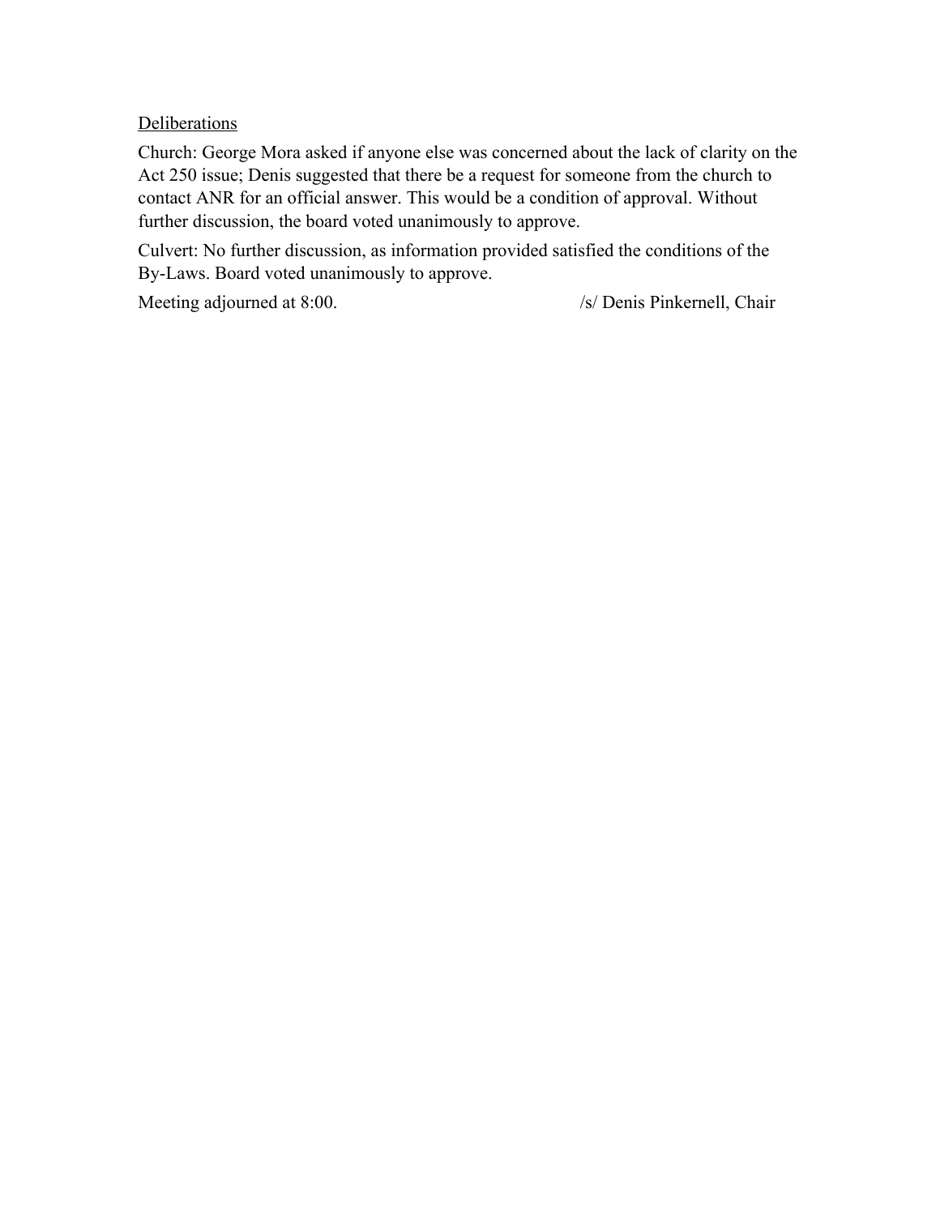<u>Deliberations</u>

Church: George Mora asked if anyone else was concerned about the lack of clarity on the Act 250 issue; Denis suggested that there be a request for someone from the church to contact ANR for an official answer. This would be a condition of approval. Without further discussion, the board voted unanimously to approve.

Culvert: No further discussion, as information provided satisfied the conditions of the By-Laws. Board voted unanimously to approve.

Meeting adjourned at 8:00. /s/ Denis Pinkernell, Chair